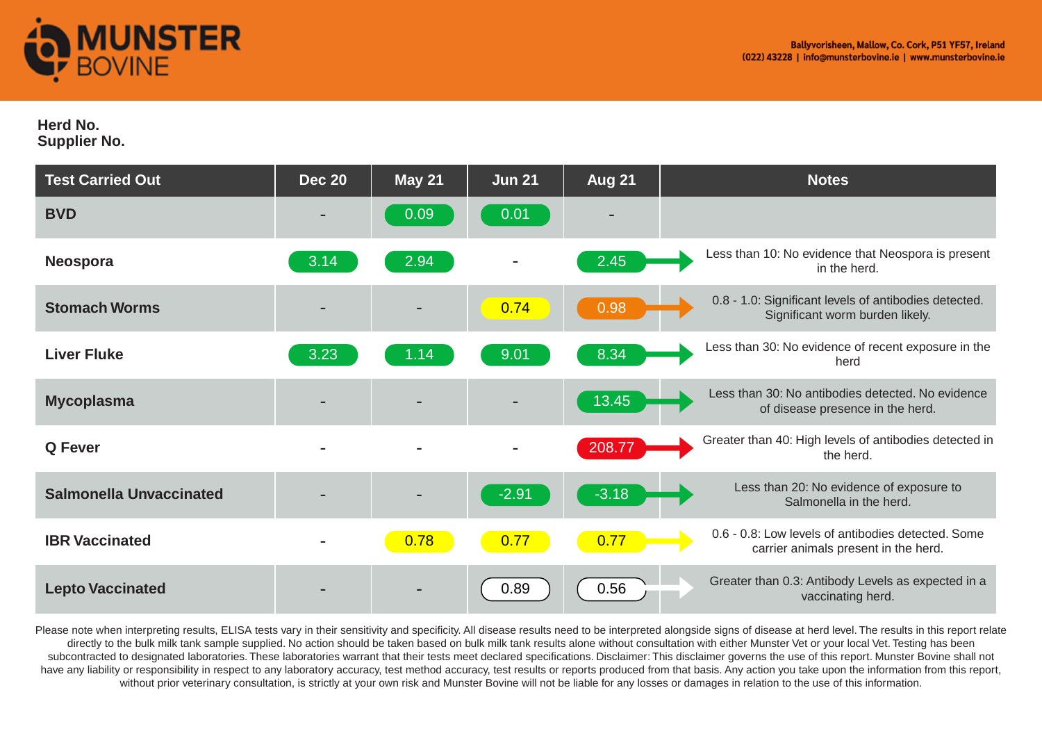# MUNSTER BOVINE

Ballyvorisheen, Mallow, Co. Cork, P51 YF57, Ireland
(022) 43228 | info@munsterbovine.ie | www.munsterbovine.ie

**Herd No.**
**Supplier No.**

| Test Carried Out | Dec 20 | May 21 | Jun 21 | Aug 21 | Notes |
|---|---|---|---|---|---|
| **BVD** | - | 0.09 | 0.01 | - | |
| **Neospora** | 3.14 | 2.94 | - | 2.45 | Less than 10: No evidence that Neospora is present in the herd. |
| **Stomach Worms** | - | - | 0.74 | 0.98 | 0.8 - 1.0: Significant levels of antibodies detected. Significant worm burden likely. |
| **Liver Fluke** | 3.23 | 1.14 | 9.01 | 8.34 | Less than 30: No evidence of recent exposure in the herd |
| **Mycoplasma** | - | - | - | 13.45 | Less than 30: No antibodies detected. No evidence of disease presence in the herd. |
| **Q Fever** | - | - | - | 208.77 | Greater than 40: High levels of antibodies detected in the herd. |
| **Salmonella Unvaccinated** | - | - | -2.91 | -3.18 | Less than 20: No evidence of exposure to Salmonella in the herd. |
| **IBR Vaccinated** | - | 0.78 | 0.77 | 0.77 | 0.6 - 0.8: Low levels of antibodies detected. Some carrier animals present in the herd. |
| **Lepto Vaccinated** | - | - | 0.89 | 0.56 | Greater than 0.3: Antibody Levels as expected in a vaccinating herd. |

Please note when interpreting results, ELISA tests vary in their sensitivity and specificity. All disease results need to be interpreted alongside signs of disease at herd level. The results in this report relate directly to the bulk milk tank sample supplied. No action should be taken based on bulk milk tank results alone without consultation with either Munster Vet or your local Vet. Testing has been subcontracted to designated laboratories. These laboratories warrant that their tests meet declared specifications. Disclaimer: This disclaimer governs the use of this report. Munster Bovine shall not have any liability or responsibility in respect to any laboratory accuracy, test method accuracy, test results or reports produced from that basis. Any action you take upon the information from this report, without prior veterinary consultation, is strictly at your own risk and Munster Bovine will not be liable for any losses or damages in relation to the use of this information.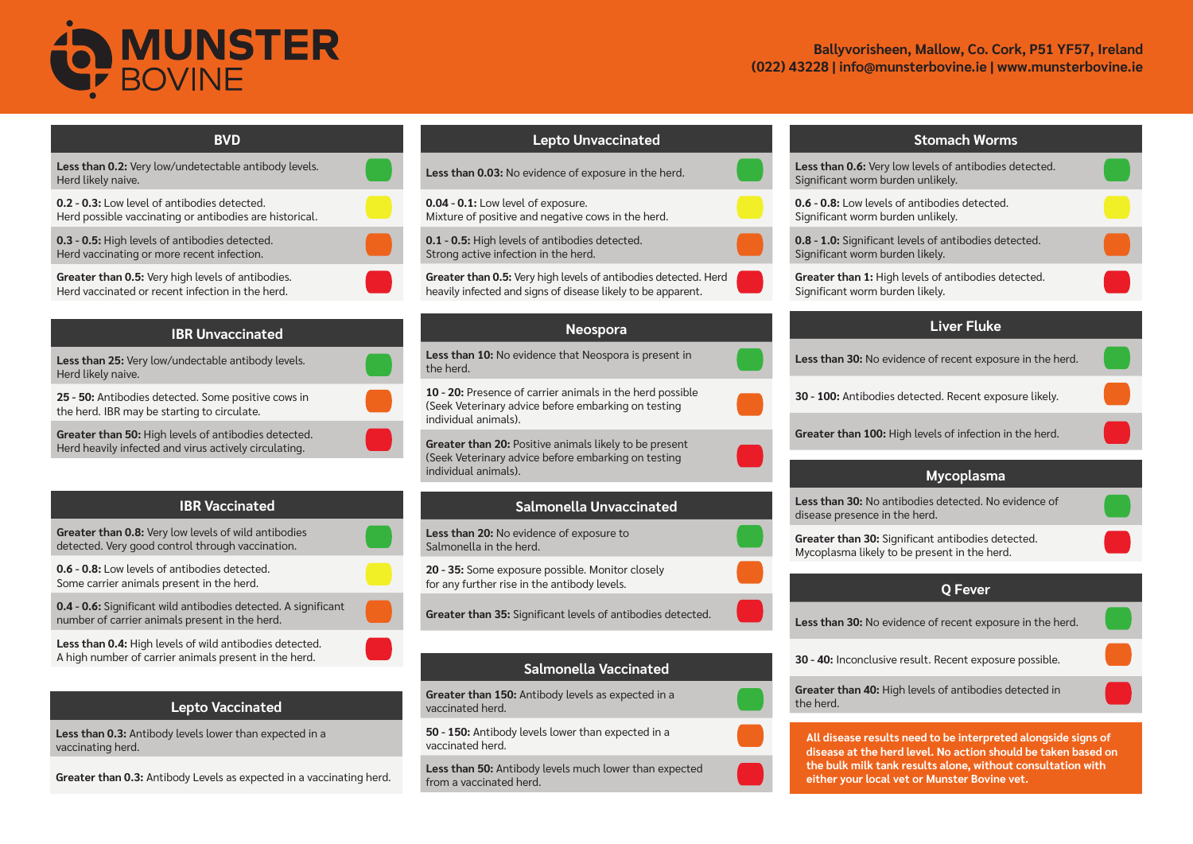# MUNSTER BOVINE

**Ballyvorisheen, Mallow, Co. Cork, P51 YF57, Ireland**
**(022) 43228 | info@munsterbovine.ie | www.munsterbovine.ie**

## BVD

- **Less than 0.2:** Very low/undetectable antibody levels. Herd likely naive.
- **0.2 - 0.3:** Low level of antibodies detected. Herd possible vaccinating or antibodies are historical.
- **0.3 - 0.5:** High levels of antibodies detected. Herd vaccinating or more recent infection.
- **Greater than 0.5:** Very high levels of antibodies. Herd vaccinated or recent infection in the herd.

## IBR Unvaccinated

- **Less than 25:** Very low/undectable antibody levels. Herd likely naive.
- **25 - 50:** Antibodies detected. Some positive cows in the herd. IBR may be starting to circulate.
- **Greater than 50:** High levels of antibodies detected. Herd heavily infected and virus actively circulating.

## IBR Vaccinated

- **Greater than 0.8:** Very low levels of wild antibodies detected. Very good control through vaccination.
- **0.6 - 0.8:** Low levels of antibodies detected. Some carrier animals present in the herd.
- **0.4 - 0.6:** Significant wild antibodies detected. A significant number of carrier animals present in the herd.
- **Less than 0.4:** High levels of wild antibodies detected. A high number of carrier animals present in the herd.

## Lepto Vaccinated

- **Less than 0.3:** Antibody levels lower than expected in a vaccinating herd.
- **Greater than 0.3:** Antibody Levels as expected in a vaccinating herd.

## Lepto Unvaccinated

- **Less than 0.03:** No evidence of exposure in the herd.
- **0.04 - 0.1:** Low level of exposure. Mixture of positive and negative cows in the herd.
- **0.1 - 0.5:** High levels of antibodies detected. Strong active infection in the herd.
- **Greater than 0.5:** Very high levels of antibodies detected. Herd heavily infected and signs of disease likely to be apparent.

## Neospora

- **Less than 10:** No evidence that Neospora is present in the herd.
- **10 - 20:** Presence of carrier animals in the herd possible (Seek Veterinary advice before embarking on testing individual animals).
- **Greater than 20:** Positive animals likely to be present (Seek Veterinary advice before embarking on testing individual animals).

## Salmonella Unvaccinated

- **Less than 20:** No evidence of exposure to Salmonella in the herd.
- **20 - 35:** Some exposure possible. Monitor closely for any further rise in the antibody levels.
- **Greater than 35:** Significant levels of antibodies detected.

## Salmonella Vaccinated

- **Greater than 150:** Antibody levels as expected in a vaccinated herd.
- **50 - 150:** Antibody levels lower than expected in a vaccinated herd.
- **Less than 50:** Antibody levels much lower than expected from a vaccinated herd.

## Stomach Worms

- **Less than 0.6:** Very low levels of antibodies detected. Significant worm burden unlikely.
- **0.6 - 0.8:** Low levels of antibodies detected. Significant worm burden unlikely.
- **0.8 - 1.0:** Significant levels of antibodies detected. Significant worm burden likely.
- **Greater than 1:** High levels of antibodies detected. Significant worm burden likely.

## Liver Fluke

- **Less than 30:** No evidence of recent exposure in the herd.
- **30 - 100:** Antibodies detected. Recent exposure likely.
- **Greater than 100:** High levels of infection in the herd.

## Mycoplasma

- **Less than 30:** No antibodies detected. No evidence of disease presence in the herd.
- **Greater than 30:** Significant antibodies detected. Mycoplasma likely to be present in the herd.

## Q Fever

- **Less than 30:** No evidence of recent exposure in the herd.
- **30 - 40:** Inconclusive result. Recent exposure possible.
- **Greater than 40:** High levels of antibodies detected in the herd.

**All disease results need to be interpreted alongside signs of disease at the herd level. No action should be taken based on the bulk milk tank results alone, without consultation with either your local vet or Munster Bovine vet.**